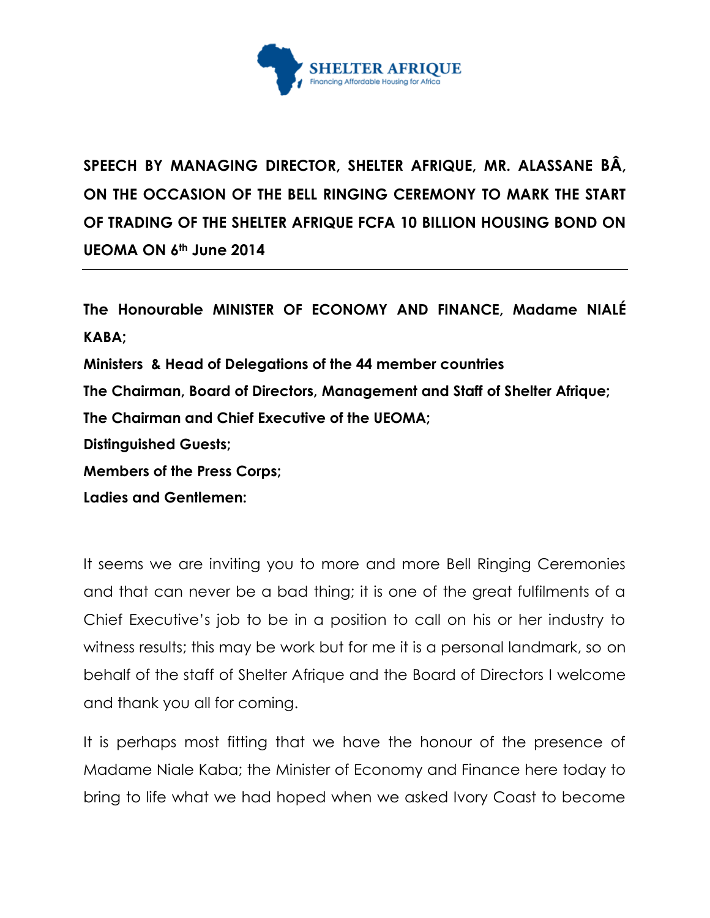SHELTER AFRIQUE
Financing Affordable Housing for Africa

**SPEECH BY MANAGING DIRECTOR, SHELTER AFRIQUE, MR. ALASSANE BÂ, ON THE OCCASION OF THE BELL RINGING CEREMONY TO MARK THE START OF TRADING OF THE SHELTER AFRIQUE FCFA 10 BILLION HOUSING BOND ON UEOMA ON 6th June 2014**

---

**The Honourable MINISTER OF ECONOMY AND FINANCE, Madame NIALÉ KABA;**
**Ministers & Head of Delegations of the 44 member countries**
**The Chairman, Board of Directors, Management and Staff of Shelter Afrique;**
**The Chairman and Chief Executive of the UEOMA;**
**Distinguished Guests;**
**Members of the Press Corps;**
**Ladies and Gentlemen:**

It seems we are inviting you to more and more Bell Ringing Ceremonies and that can never be a bad thing; it is one of the great fulfilments of a Chief Executive's job to be in a position to call on his or her industry to witness results; this may be work but for me it is a personal landmark, so on behalf of the staff of Shelter Afrique and the Board of Directors I welcome and thank you all for coming.

It is perhaps most fitting that we have the honour of the presence of Madame Niale Kaba; the Minister of Economy and Finance here today to bring to life what we had hoped when we asked Ivory Coast to become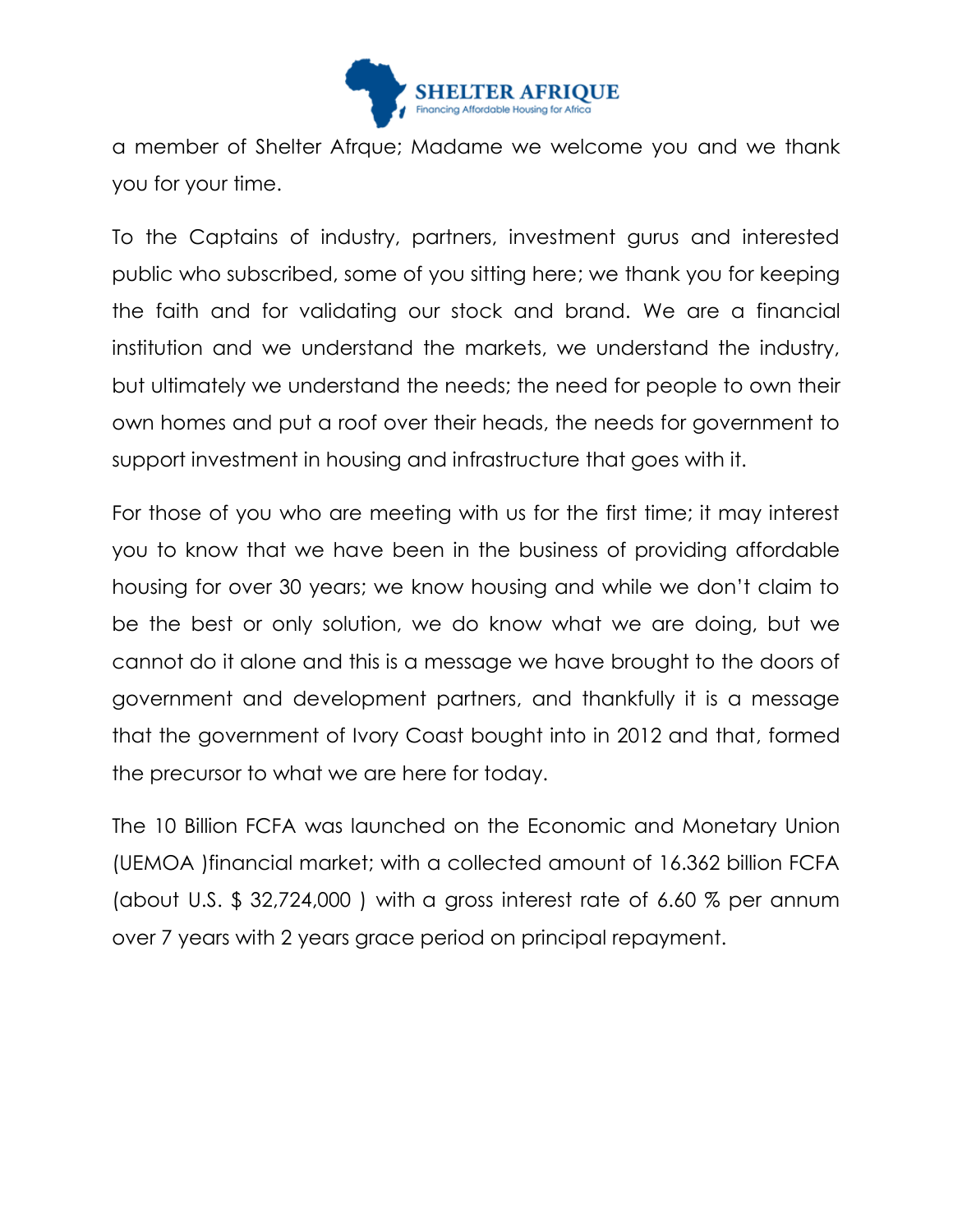a member of Shelter Afrque; Madame we welcome you and we thank you for your time.

To the Captains of industry, partners, investment gurus and interested public who subscribed, some of you sitting here; we thank you for keeping the faith and for validating our stock and brand. We are a financial institution and we understand the markets, we understand the industry, but ultimately we understand the needs; the need for people to own their own homes and put a roof over their heads, the needs for government to support investment in housing and infrastructure that goes with it.

For those of you who are meeting with us for the first time; it may interest you to know that we have been in the business of providing affordable housing for over 30 years; we know housing and while we don't claim to be the best or only solution, we do know what we are doing, but we cannot do it alone and this is a message we have brought to the doors of government and development partners, and thankfully it is a message that the government of Ivory Coast bought into in 2012 and that, formed the precursor to what we are here for today.

The 10 Billion FCFA was launched on the Economic and Monetary Union (UEMOA )financial market; with a collected amount of 16.362 billion FCFA (about U.S. $ 32,724,000 ) with a gross interest rate of 6.60 % per annum over 7 years with 2 years grace period on principal repayment.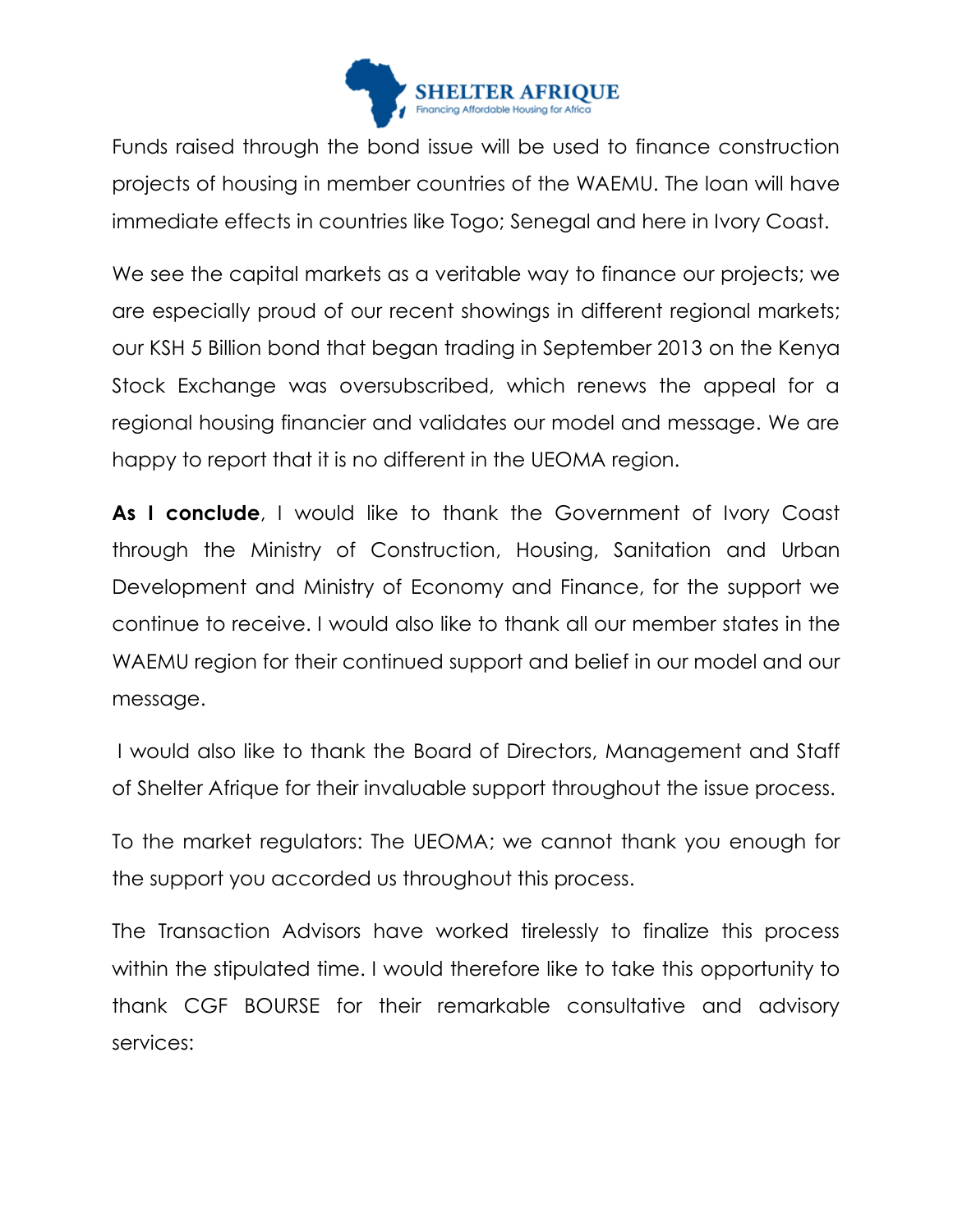Funds raised through the bond issue will be used to finance construction projects of housing in member countries of the WAEMU. The loan will have immediate effects in countries like Togo; Senegal and here in Ivory Coast.

We see the capital markets as a veritable way to finance our projects; we are especially proud of our recent showings in different regional markets; our KSH 5 Billion bond that began trading in September 2013 on the Kenya Stock Exchange was oversubscribed, which renews the appeal for a regional housing financier and validates our model and message. We are happy to report that it is no different in the UEOMA region.

**As I conclude**, I would like to thank the Government of Ivory Coast through the Ministry of Construction, Housing, Sanitation and Urban Development and Ministry of Economy and Finance, for the support we continue to receive. I would also like to thank all our member states in the WAEMU region for their continued support and belief in our model and our message.

I would also like to thank the Board of Directors, Management and Staff of Shelter Afrique for their invaluable support throughout the issue process.

To the market regulators: The UEOMA; we cannot thank you enough for the support you accorded us throughout this process.

The Transaction Advisors have worked tirelessly to finalize this process within the stipulated time. I would therefore like to take this opportunity to thank CGF BOURSE for their remarkable consultative and advisory services: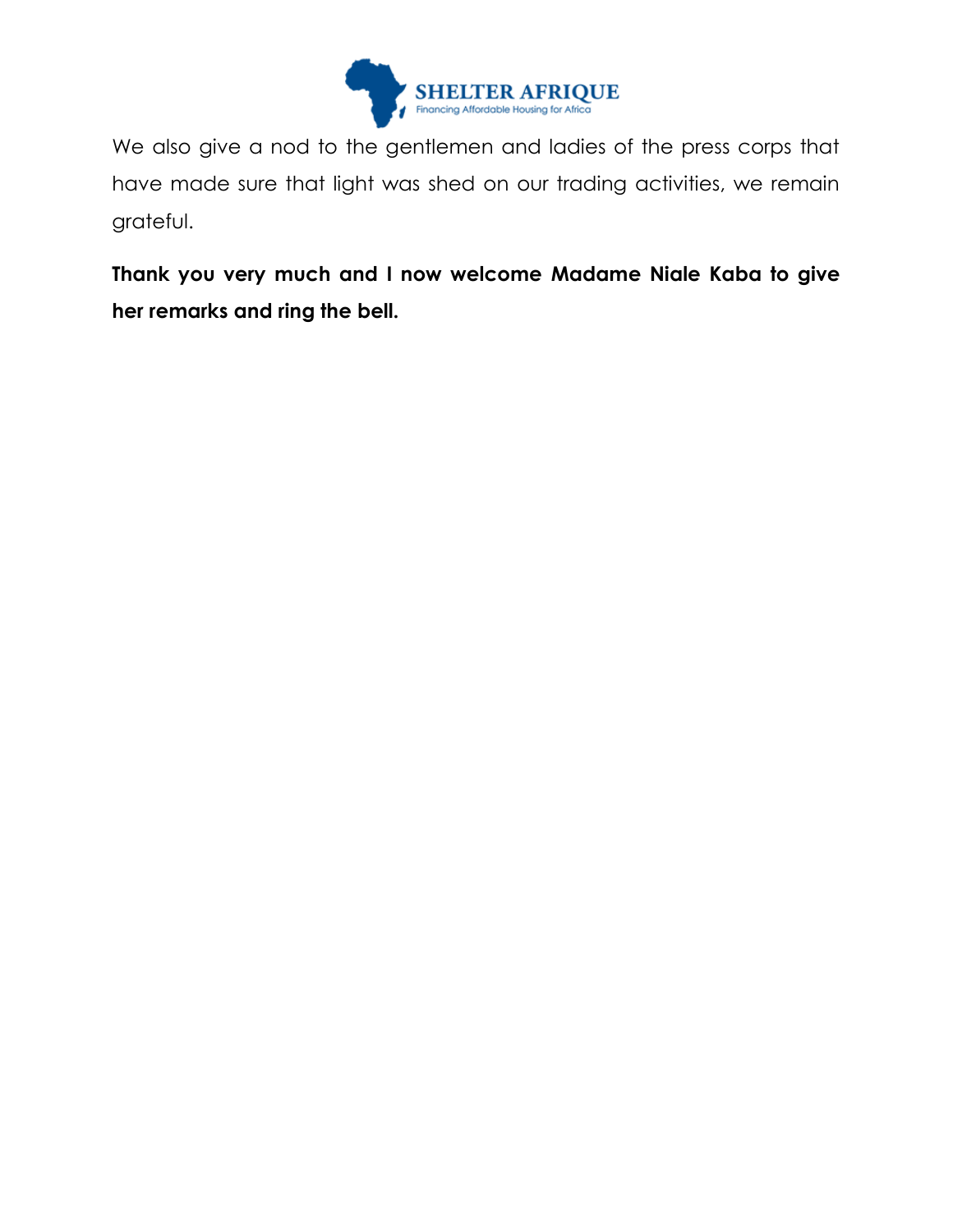We also give a nod to the gentlemen and ladies of the press corps that have made sure that light was shed on our trading activities, we remain grateful.

**Thank you very much and I now welcome Madame Niale Kaba to give her remarks and ring the bell.**